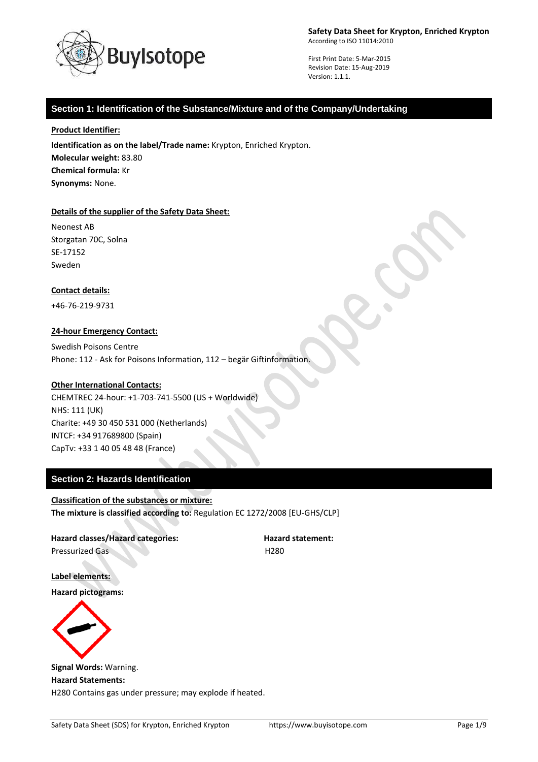**Safety Data Sheet for Krypton, Enriched Krypton**
According to ISO 11014:2010

First Print Date: 5-Mar-2015
Revision Date: 15-Aug-2019
Version: 1.1.1.

## Section 1: Identification of the Substance/Mixture and of the Company/Undertaking

**Product Identifier:**

**Identification as on the label/Trade name:** Krypton, Enriched Krypton.
**Molecular weight:** 83.80
**Chemical formula:** Kr
**Synonyms:** None.

**Details of the supplier of the Safety Data Sheet:**

Neonest AB
Storgatan 70C, Solna
SE-17152
Sweden

**Contact details:**

+46-76-219-9731

**24-hour Emergency Contact:**

Swedish Poisons Centre
Phone: 112 - Ask for Poisons Information, 112 – begär Giftinformation.

**Other International Contacts:**

CHEMTREC 24-hour: +1-703-741-5500 (US + Worldwide)
NHS: 111 (UK)
Charite: +49 30 450 531 000 (Netherlands)
INTCF: +34 917689800 (Spain)
CapTv: +33 1 40 05 48 48 (France)

## Section 2: Hazards Identification

**Classification of the substances or mixture:**
**The mixture is classified according to:** Regulation EC 1272/2008 [EU-GHS/CLP]

| Hazard classes/Hazard categories: | Hazard statement: |
| --- | --- |
| Pressurized Gas | H280 |

**Label elements:**

**Hazard pictograms:**

**Signal Words:** Warning.
**Hazard Statements:**
H280 Contains gas under pressure; may explode if heated.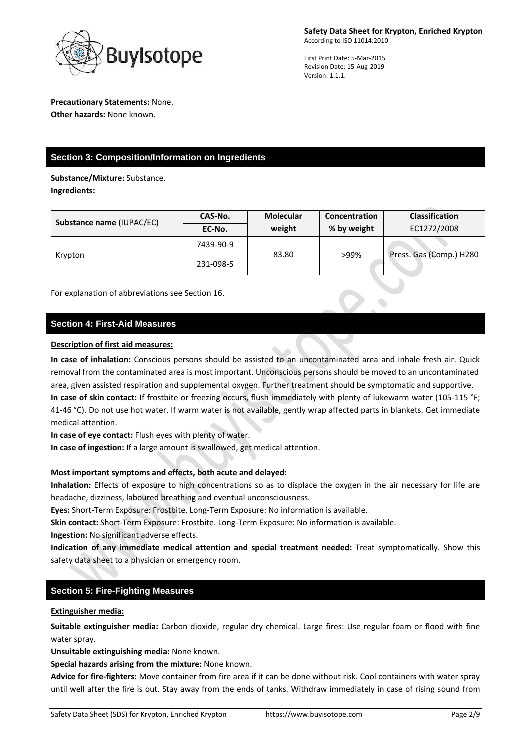**Precautionary Statements:** None.
**Other hazards:** None known.

## Section 3: Composition/Information on Ingredients

**Substance/Mixture:** Substance.
**Ingredients:**

| Substance name (IUPAC/EC) | CAS-No. / EC-No. | Molecular weight | Concentration % by weight | Classification EC1272/2008 |
|---|---|---|---|---|
| Krypton | 7439-90-9 / 231-098-5 | 83.80 | >99% | Press. Gas (Comp.) H280 |

For explanation of abbreviations see Section 16.

## Section 4: First-Aid Measures

**Description of first aid measures:**

**In case of inhalation:** Conscious persons should be assisted to an uncontaminated area and inhale fresh air. Quick removal from the contaminated area is most important. Unconscious persons should be moved to an uncontaminated area, given assisted respiration and supplemental oxygen. Further treatment should be symptomatic and supportive.
**In case of skin contact:** If frostbite or freezing occurs, flush immediately with plenty of lukewarm water (105-115 °F; 41-46 °C). Do not use hot water. If warm water is not available, gently wrap affected parts in blankets. Get immediate medical attention.
**In case of eye contact:** Flush eyes with plenty of water.
**In case of ingestion:** If a large amount is swallowed, get medical attention.

**Most important symptoms and effects, both acute and delayed:**

**Inhalation:** Effects of exposure to high concentrations so as to displace the oxygen in the air necessary for life are headache, dizziness, laboured breathing and eventual unconsciousness.
**Eyes:** Short-Term Exposure: Frostbite. Long-Term Exposure: No information is available.
**Skin contact:** Short-Term Exposure: Frostbite. Long-Term Exposure: No information is available.
**Ingestion:** No significant adverse effects.
**Indication of any immediate medical attention and special treatment needed:** Treat symptomatically. Show this safety data sheet to a physician or emergency room.

## Section 5: Fire-Fighting Measures

**Extinguisher media:**

**Suitable extinguisher media:** Carbon dioxide, regular dry chemical. Large fires: Use regular foam or flood with fine water spray.
**Unsuitable extinguishing media:** None known.
**Special hazards arising from the mixture:** None known.
**Advice for fire-fighters:** Move container from fire area if it can be done without risk. Cool containers with water spray until well after the fire is out. Stay away from the ends of tanks. Withdraw immediately in case of rising sound from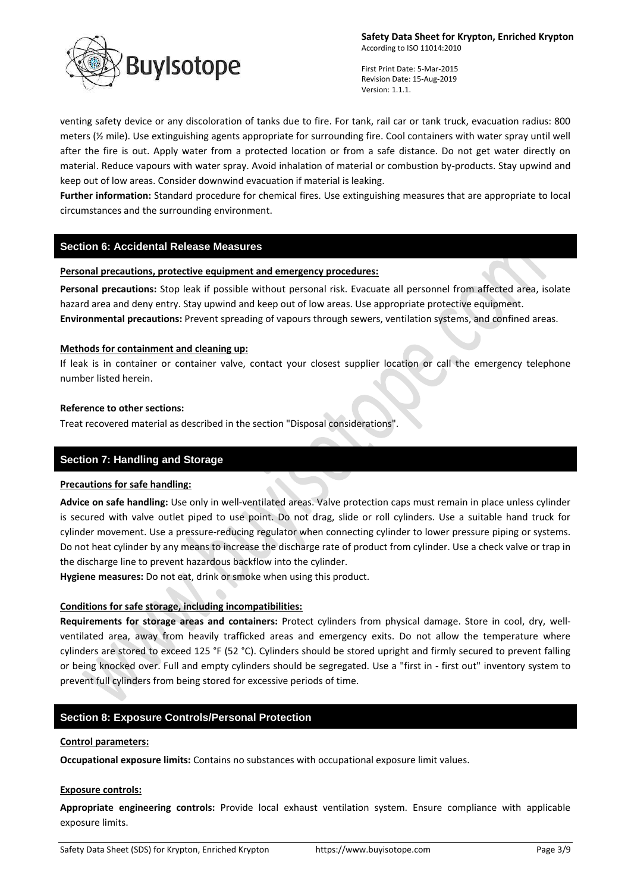venting safety device or any discoloration of tanks due to fire. For tank, rail car or tank truck, evacuation radius: 800 meters (½ mile). Use extinguishing agents appropriate for surrounding fire. Cool containers with water spray until well after the fire is out. Apply water from a protected location or from a safe distance. Do not get water directly on material. Reduce vapours with water spray. Avoid inhalation of material or combustion by-products. Stay upwind and keep out of low areas. Consider downwind evacuation if material is leaking.

**Further information:** Standard procedure for chemical fires. Use extinguishing measures that are appropriate to local circumstances and the surrounding environment.

## Section 6: Accidental Release Measures

**Personal precautions, protective equipment and emergency procedures:**

**Personal precautions:** Stop leak if possible without personal risk. Evacuate all personnel from affected area, isolate hazard area and deny entry. Stay upwind and keep out of low areas. Use appropriate protective equipment.

**Environmental precautions:** Prevent spreading of vapours through sewers, ventilation systems, and confined areas.

**Methods for containment and cleaning up:**

If leak is in container or container valve, contact your closest supplier location or call the emergency telephone number listed herein.

**Reference to other sections:**

Treat recovered material as described in the section "Disposal considerations".

## Section 7: Handling and Storage

**Precautions for safe handling:**

**Advice on safe handling:** Use only in well-ventilated areas. Valve protection caps must remain in place unless cylinder is secured with valve outlet piped to use point. Do not drag, slide or roll cylinders. Use a suitable hand truck for cylinder movement. Use a pressure-reducing regulator when connecting cylinder to lower pressure piping or systems. Do not heat cylinder by any means to increase the discharge rate of product from cylinder. Use a check valve or trap in the discharge line to prevent hazardous backflow into the cylinder.

**Hygiene measures:** Do not eat, drink or smoke when using this product.

**Conditions for safe storage, including incompatibilities:**

**Requirements for storage areas and containers:** Protect cylinders from physical damage. Store in cool, dry, well-ventilated area, away from heavily trafficked areas and emergency exits. Do not allow the temperature where cylinders are stored to exceed 125 °F (52 °C). Cylinders should be stored upright and firmly secured to prevent falling or being knocked over. Full and empty cylinders should be segregated. Use a "first in - first out" inventory system to prevent full cylinders from being stored for excessive periods of time.

## Section 8: Exposure Controls/Personal Protection

**Control parameters:**

**Occupational exposure limits:** Contains no substances with occupational exposure limit values.

**Exposure controls:**

**Appropriate engineering controls:** Provide local exhaust ventilation system. Ensure compliance with applicable exposure limits.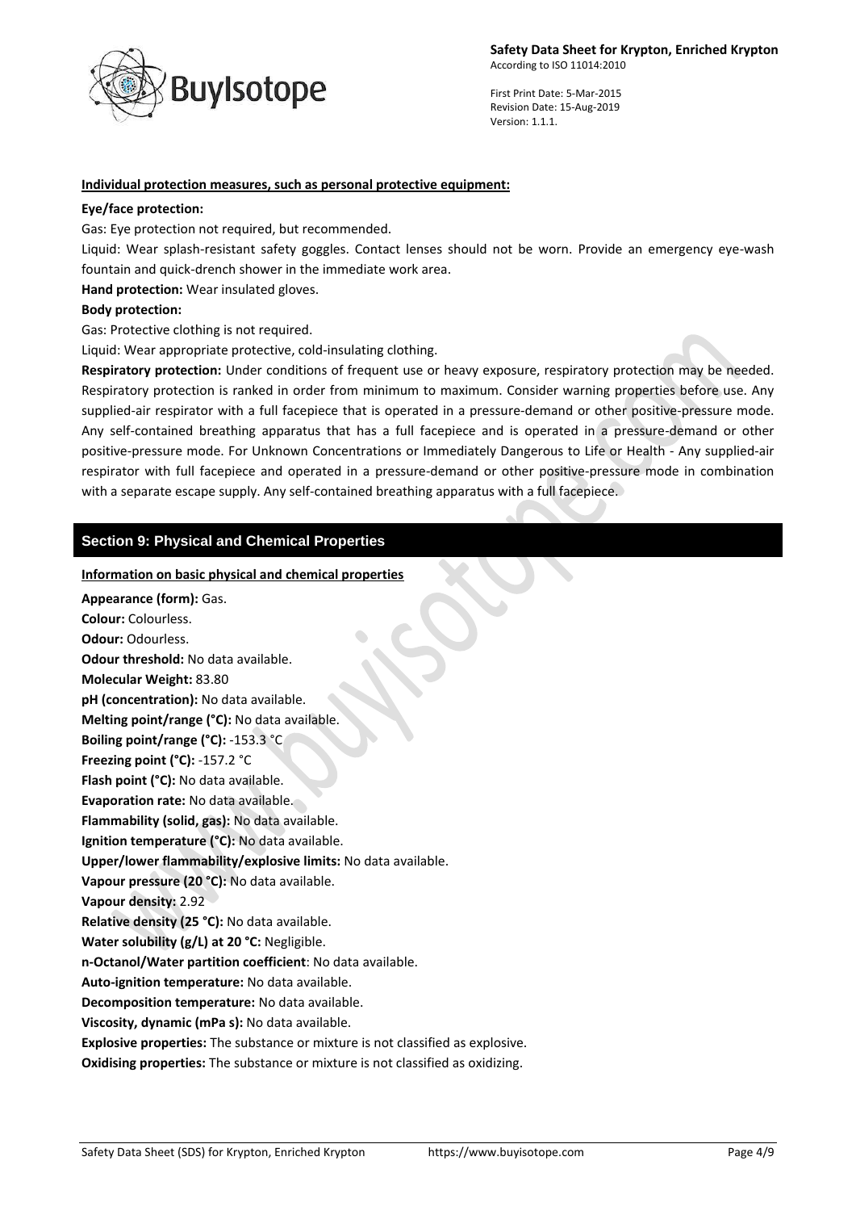**Individual protection measures, such as personal protective equipment:**

**Eye/face protection:**

Gas: Eye protection not required, but recommended.

Liquid: Wear splash-resistant safety goggles. Contact lenses should not be worn. Provide an emergency eye-wash fountain and quick-drench shower in the immediate work area.

**Hand protection:** Wear insulated gloves.

**Body protection:**

Gas: Protective clothing is not required.

Liquid: Wear appropriate protective, cold-insulating clothing.

**Respiratory protection:** Under conditions of frequent use or heavy exposure, respiratory protection may be needed. Respiratory protection is ranked in order from minimum to maximum. Consider warning properties before use. Any supplied-air respirator with a full facepiece that is operated in a pressure-demand or other positive-pressure mode. Any self-contained breathing apparatus that has a full facepiece and is operated in a pressure-demand or other positive-pressure mode. For Unknown Concentrations or Immediately Dangerous to Life or Health - Any supplied-air respirator with full facepiece and operated in a pressure-demand or other positive-pressure mode in combination with a separate escape supply. Any self-contained breathing apparatus with a full facepiece.

## Section 9: Physical and Chemical Properties

**Information on basic physical and chemical properties**

**Appearance (form):** Gas.
**Colour:** Colourless.
**Odour:** Odourless.
**Odour threshold:** No data available.
**Molecular Weight:** 83.80
**pH (concentration):** No data available.
**Melting point/range (°C):** No data available.
**Boiling point/range (°C):** -153.3 °C
**Freezing point (°C):** -157.2 °C
**Flash point (°C):** No data available.
**Evaporation rate:** No data available.
**Flammability (solid, gas):** No data available.
**Ignition temperature (°C):** No data available.
**Upper/lower flammability/explosive limits:** No data available.
**Vapour pressure (20 °C):** No data available.
**Vapour density:** 2.92
**Relative density (25 °C):** No data available.
**Water solubility (g/L) at 20 °C:** Negligible.
**n-Octanol/Water partition coefficient**: No data available.
**Auto-ignition temperature:** No data available.
**Decomposition temperature:** No data available.
**Viscosity, dynamic (mPa s):** No data available.
**Explosive properties:** The substance or mixture is not classified as explosive.
**Oxidising properties:** The substance or mixture is not classified as oxidizing.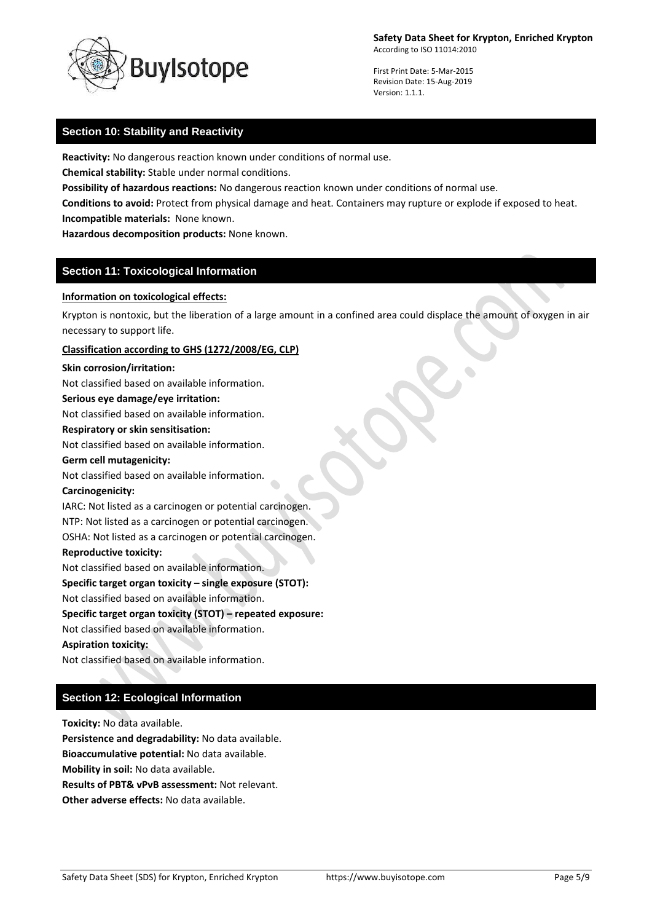## Section 10: Stability and Reactivity

**Reactivity:** No dangerous reaction known under conditions of normal use.

**Chemical stability:** Stable under normal conditions.

**Possibility of hazardous reactions:** No dangerous reaction known under conditions of normal use.

**Conditions to avoid:** Protect from physical damage and heat. Containers may rupture or explode if exposed to heat.

**Incompatible materials:** None known.

**Hazardous decomposition products:** None known.

## Section 11: Toxicological Information

**Information on toxicological effects:**

Krypton is nontoxic, but the liberation of a large amount in a confined area could displace the amount of oxygen in air necessary to support life.

**Classification according to GHS (1272/2008/EG, CLP)**

**Skin corrosion/irritation:**
Not classified based on available information.

**Serious eye damage/eye irritation:**
Not classified based on available information.

**Respiratory or skin sensitisation:**
Not classified based on available information.

**Germ cell mutagenicity:**
Not classified based on available information.

**Carcinogenicity:**
IARC: Not listed as a carcinogen or potential carcinogen.
NTP: Not listed as a carcinogen or potential carcinogen.
OSHA: Not listed as a carcinogen or potential carcinogen.

**Reproductive toxicity:**
Not classified based on available information.

**Specific target organ toxicity – single exposure (STOT):**
Not classified based on available information.

**Specific target organ toxicity (STOT) – repeated exposure:**
Not classified based on available information.

**Aspiration toxicity:**
Not classified based on available information.

## Section 12: Ecological Information

**Toxicity:** No data available.

**Persistence and degradability:** No data available.

**Bioaccumulative potential:** No data available.

**Mobility in soil:** No data available.

**Results of PBT& vPvB assessment:** Not relevant.

**Other adverse effects:** No data available.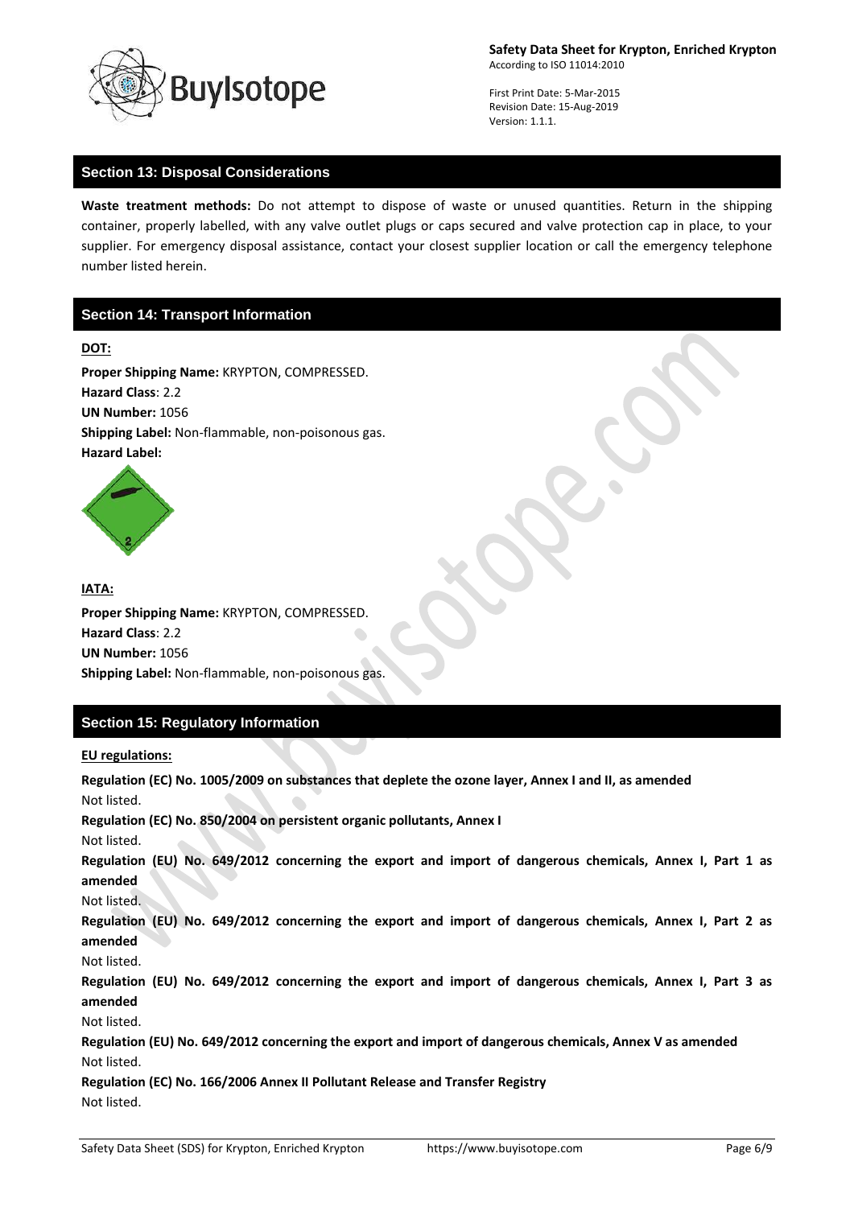## Section 13: Disposal Considerations

**Waste treatment methods:** Do not attempt to dispose of waste or unused quantities. Return in the shipping container, properly labelled, with any valve outlet plugs or caps secured and valve protection cap in place, to your supplier. For emergency disposal assistance, contact your closest supplier location or call the emergency telephone number listed herein.

## Section 14: Transport Information

**DOT:**

**Proper Shipping Name:** KRYPTON, COMPRESSED.
**Hazard Class**: 2.2
**UN Number:** 1056
**Shipping Label:** Non-flammable, non-poisonous gas.
**Hazard Label:**

**IATA:**

**Proper Shipping Name:** KRYPTON, COMPRESSED.
**Hazard Class**: 2.2
**UN Number:** 1056
**Shipping Label:** Non-flammable, non-poisonous gas.

## Section 15: Regulatory Information

**EU regulations:**

**Regulation (EC) No. 1005/2009 on substances that deplete the ozone layer, Annex I and II, as amended**
Not listed.
**Regulation (EC) No. 850/2004 on persistent organic pollutants, Annex I**
Not listed.
**Regulation (EU) No. 649/2012 concerning the export and import of dangerous chemicals, Annex I, Part 1 as amended**
Not listed.
**Regulation (EU) No. 649/2012 concerning the export and import of dangerous chemicals, Annex I, Part 2 as amended**
Not listed.
**Regulation (EU) No. 649/2012 concerning the export and import of dangerous chemicals, Annex I, Part 3 as amended**
Not listed.
**Regulation (EU) No. 649/2012 concerning the export and import of dangerous chemicals, Annex V as amended**
Not listed.
**Regulation (EC) No. 166/2006 Annex II Pollutant Release and Transfer Registry**
Not listed.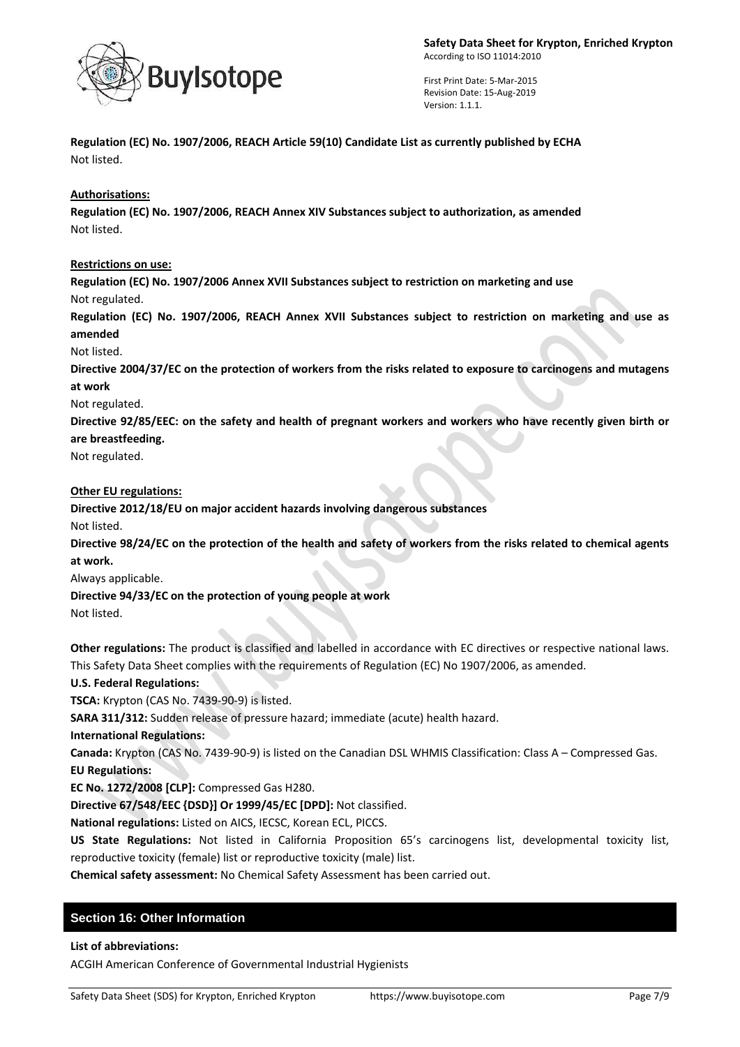**Regulation (EC) No. 1907/2006, REACH Article 59(10) Candidate List as currently published by ECHA**
Not listed.

**Authorisations:**

**Regulation (EC) No. 1907/2006, REACH Annex XIV Substances subject to authorization, as amended**
Not listed.

**Restrictions on use:**

**Regulation (EC) No. 1907/2006 Annex XVII Substances subject to restriction on marketing and use**
Not regulated.

**Regulation (EC) No. 1907/2006, REACH Annex XVII Substances subject to restriction on marketing and use as amended**
Not listed.

**Directive 2004/37/EC on the protection of workers from the risks related to exposure to carcinogens and mutagens at work**
Not regulated.

**Directive 92/85/EEC: on the safety and health of pregnant workers and workers who have recently given birth or are breastfeeding.**
Not regulated.

**Other EU regulations:**

**Directive 2012/18/EU on major accident hazards involving dangerous substances**
Not listed.

**Directive 98/24/EC on the protection of the health and safety of workers from the risks related to chemical agents at work.**
Always applicable.

**Directive 94/33/EC on the protection of young people at work**
Not listed.

**Other regulations:** The product is classified and labelled in accordance with EC directives or respective national laws. This Safety Data Sheet complies with the requirements of Regulation (EC) No 1907/2006, as amended.

**U.S. Federal Regulations:**

**TSCA:** Krypton (CAS No. 7439-90-9) is listed.

**SARA 311/312:** Sudden release of pressure hazard; immediate (acute) health hazard.

**International Regulations:**

**Canada:** Krypton (CAS No. 7439-90-9) is listed on the Canadian DSL WHMIS Classification: Class A – Compressed Gas.

**EU Regulations:**

**EC No. 1272/2008 [CLP]:** Compressed Gas H280.

**Directive 67/548/EEC {DSD}] Or 1999/45/EC [DPD]:** Not classified.

**National regulations:** Listed on AICS, IECSC, Korean ECL, PICCS.

**US State Regulations:** Not listed in California Proposition 65's carcinogens list, developmental toxicity list, reproductive toxicity (female) list or reproductive toxicity (male) list.

**Chemical safety assessment:** No Chemical Safety Assessment has been carried out.

## Section 16: Other Information

**List of abbreviations:**

ACGIH American Conference of Governmental Industrial Hygienists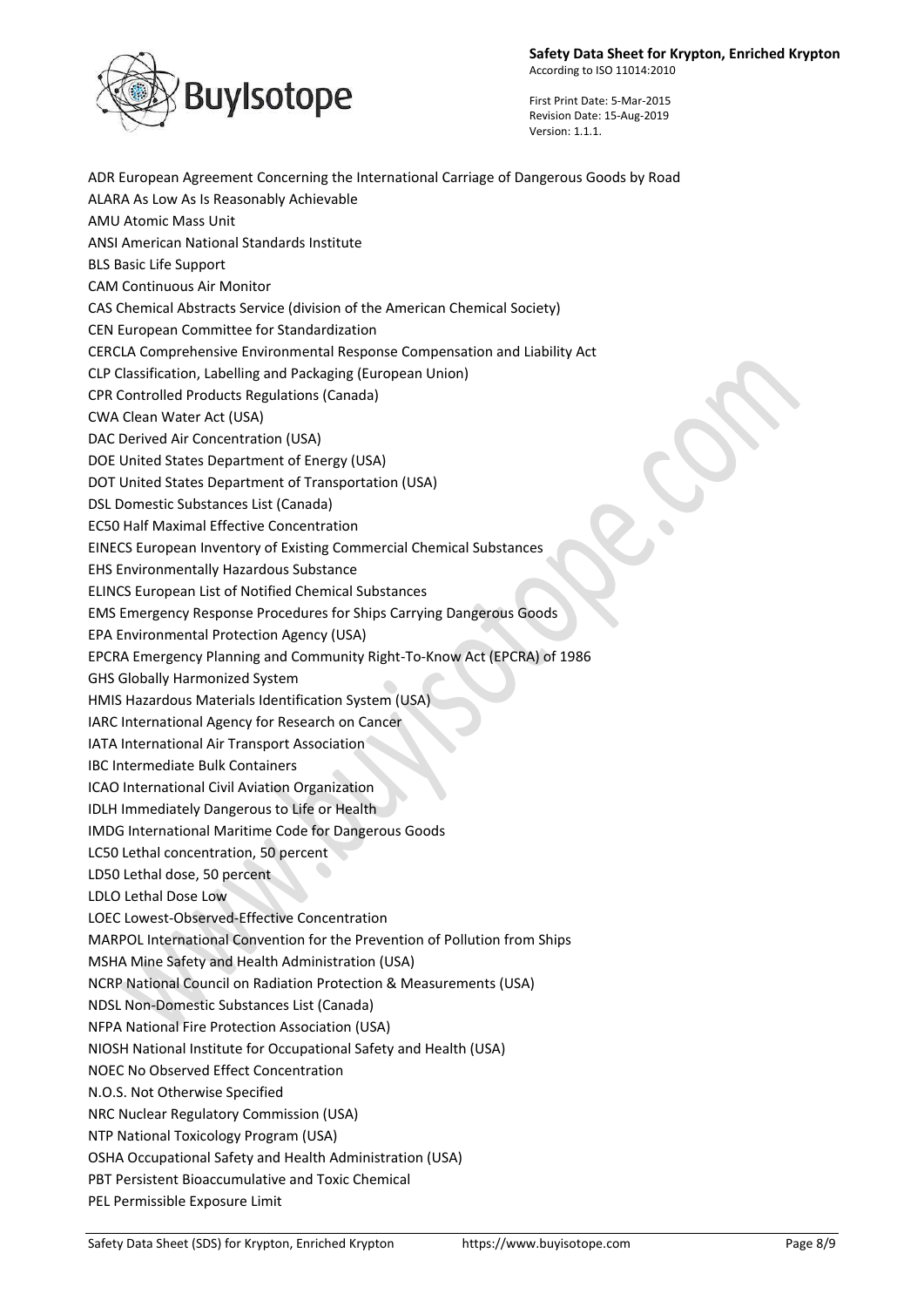ADR European Agreement Concerning the International Carriage of Dangerous Goods by Road

ALARA As Low As Is Reasonably Achievable

AMU Atomic Mass Unit

ANSI American National Standards Institute

BLS Basic Life Support

CAM Continuous Air Monitor

CAS Chemical Abstracts Service (division of the American Chemical Society)

CEN European Committee for Standardization

CERCLA Comprehensive Environmental Response Compensation and Liability Act

CLP Classification, Labelling and Packaging (European Union)

CPR Controlled Products Regulations (Canada)

CWA Clean Water Act (USA)

DAC Derived Air Concentration (USA)

DOE United States Department of Energy (USA)

DOT United States Department of Transportation (USA)

DSL Domestic Substances List (Canada)

EC50 Half Maximal Effective Concentration

EINECS European Inventory of Existing Commercial Chemical Substances

EHS Environmentally Hazardous Substance

ELINCS European List of Notified Chemical Substances

EMS Emergency Response Procedures for Ships Carrying Dangerous Goods

EPA Environmental Protection Agency (USA)

EPCRA Emergency Planning and Community Right-To-Know Act (EPCRA) of 1986

GHS Globally Harmonized System

HMIS Hazardous Materials Identification System (USA)

IARC International Agency for Research on Cancer

IATA International Air Transport Association

IBC Intermediate Bulk Containers

ICAO International Civil Aviation Organization

IDLH Immediately Dangerous to Life or Health

IMDG International Maritime Code for Dangerous Goods

LC50 Lethal concentration, 50 percent

LD50 Lethal dose, 50 percent

LDLO Lethal Dose Low

LOEC Lowest-Observed-Effective Concentration

MARPOL International Convention for the Prevention of Pollution from Ships

MSHA Mine Safety and Health Administration (USA)

NCRP National Council on Radiation Protection & Measurements (USA)

NDSL Non-Domestic Substances List (Canada)

NFPA National Fire Protection Association (USA)

NIOSH National Institute for Occupational Safety and Health (USA)

NOEC No Observed Effect Concentration

N.O.S. Not Otherwise Specified

NRC Nuclear Regulatory Commission (USA)

NTP National Toxicology Program (USA)

OSHA Occupational Safety and Health Administration (USA)

PBT Persistent Bioaccumulative and Toxic Chemical

PEL Permissible Exposure Limit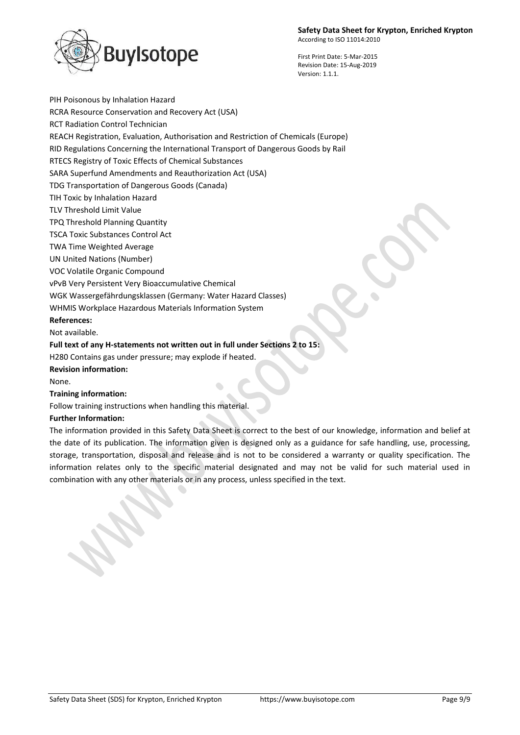PIH Poisonous by Inhalation Hazard

RCRA Resource Conservation and Recovery Act (USA)

RCT Radiation Control Technician

REACH Registration, Evaluation, Authorisation and Restriction of Chemicals (Europe)

RID Regulations Concerning the International Transport of Dangerous Goods by Rail

RTECS Registry of Toxic Effects of Chemical Substances

SARA Superfund Amendments and Reauthorization Act (USA)

TDG Transportation of Dangerous Goods (Canada)

TIH Toxic by Inhalation Hazard

TLV Threshold Limit Value

TPQ Threshold Planning Quantity

TSCA Toxic Substances Control Act

TWA Time Weighted Average

UN United Nations (Number)

VOC Volatile Organic Compound

vPvB Very Persistent Very Bioaccumulative Chemical

WGK Wassergefährdungsklassen (Germany: Water Hazard Classes)

WHMIS Workplace Hazardous Materials Information System

**References:**

Not available.

**Full text of any H-statements not written out in full under Sections 2 to 15:**

H280 Contains gas under pressure; may explode if heated.

**Revision information:**

None.

**Training information:**

Follow training instructions when handling this material.

**Further Information:**

The information provided in this Safety Data Sheet is correct to the best of our knowledge, information and belief at the date of its publication. The information given is designed only as a guidance for safe handling, use, processing, storage, transportation, disposal and release and is not to be considered a warranty or quality specification. The information relates only to the specific material designated and may not be valid for such material used in combination with any other materials or in any process, unless specified in the text.